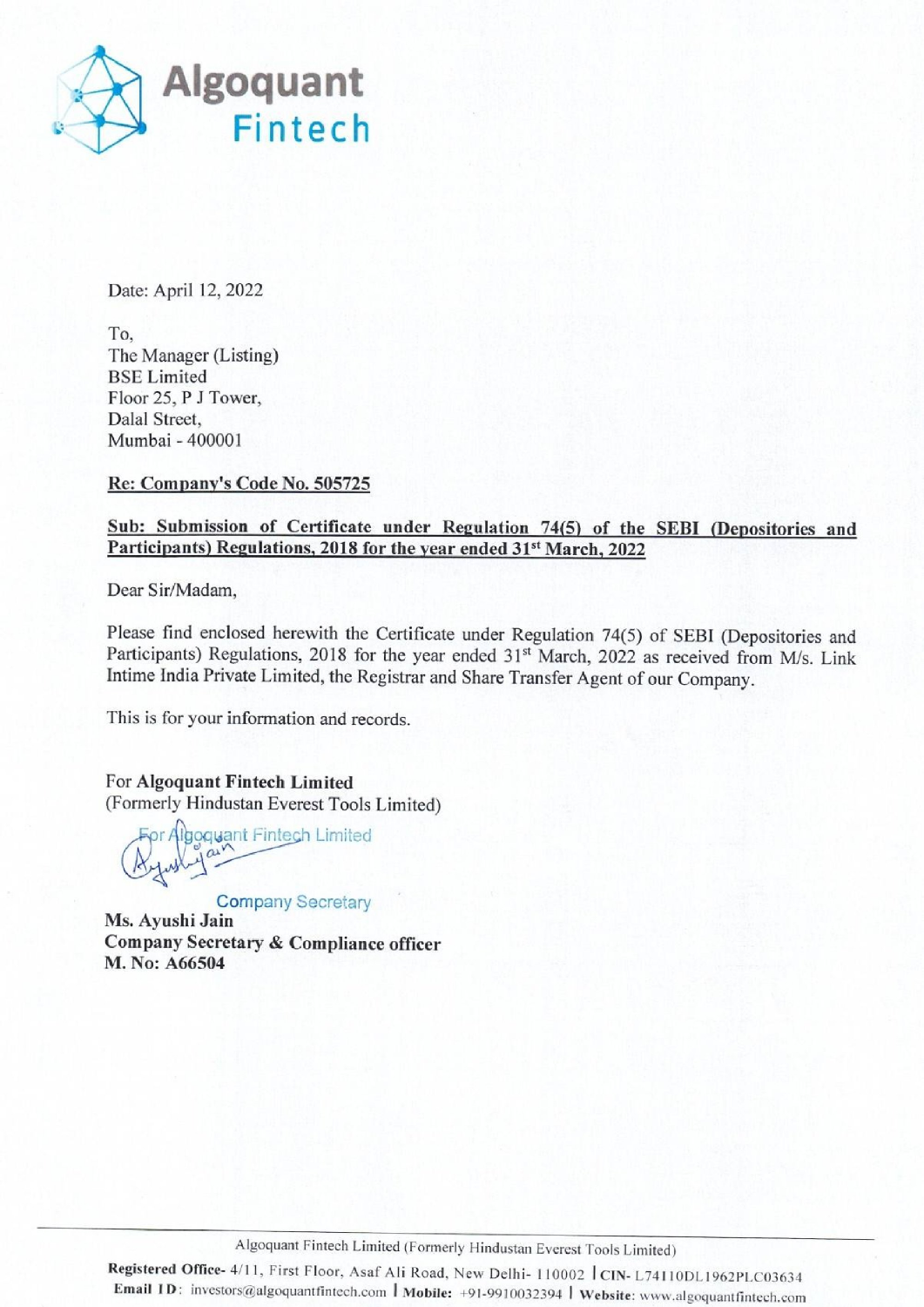Algoquant Fintech

Date: April 12, 2022

To,
The Manager (Listing)
BSE Limited
Floor 25, P J Tower,
Dalal Street,
Mumbai - 400001

**Re: Company's Code No. 505725**

**Sub: Submission of Certificate under Regulation 74(5) of the SEBI (Depositories and Participants) Regulations, 2018 for the year ended 31st March, 2022**

Dear Sir/Madam,

Please find enclosed herewith the Certificate under Regulation 74(5) of SEBI (Depositories and Participants) Regulations, 2018 for the year ended 31st March, 2022 as received from M/s. Link Intime India Private Limited, the Registrar and Share Transfer Agent of our Company.

This is for your information and records.

For **Algoquant Fintech Limited**
(Formerly Hindustan Everest Tools Limited)

For Algoquant Fintech Limited

Company Secretary

**Ms. Ayushi Jain**
**Company Secretary & Compliance officer**
**M. No: A66504**

Algoquant Fintech Limited (Formerly Hindustan Everest Tools Limited)

**Registered Office-** 4/11, First Floor, Asaf Ali Road, New Delhi- 110002 | **CIN-** L74110DL1962PLC03634
**Email ID:** investors@algoquantfintech.com | **Mobile:** +91-9910032394 | **Website:** www.algoquantfintech.com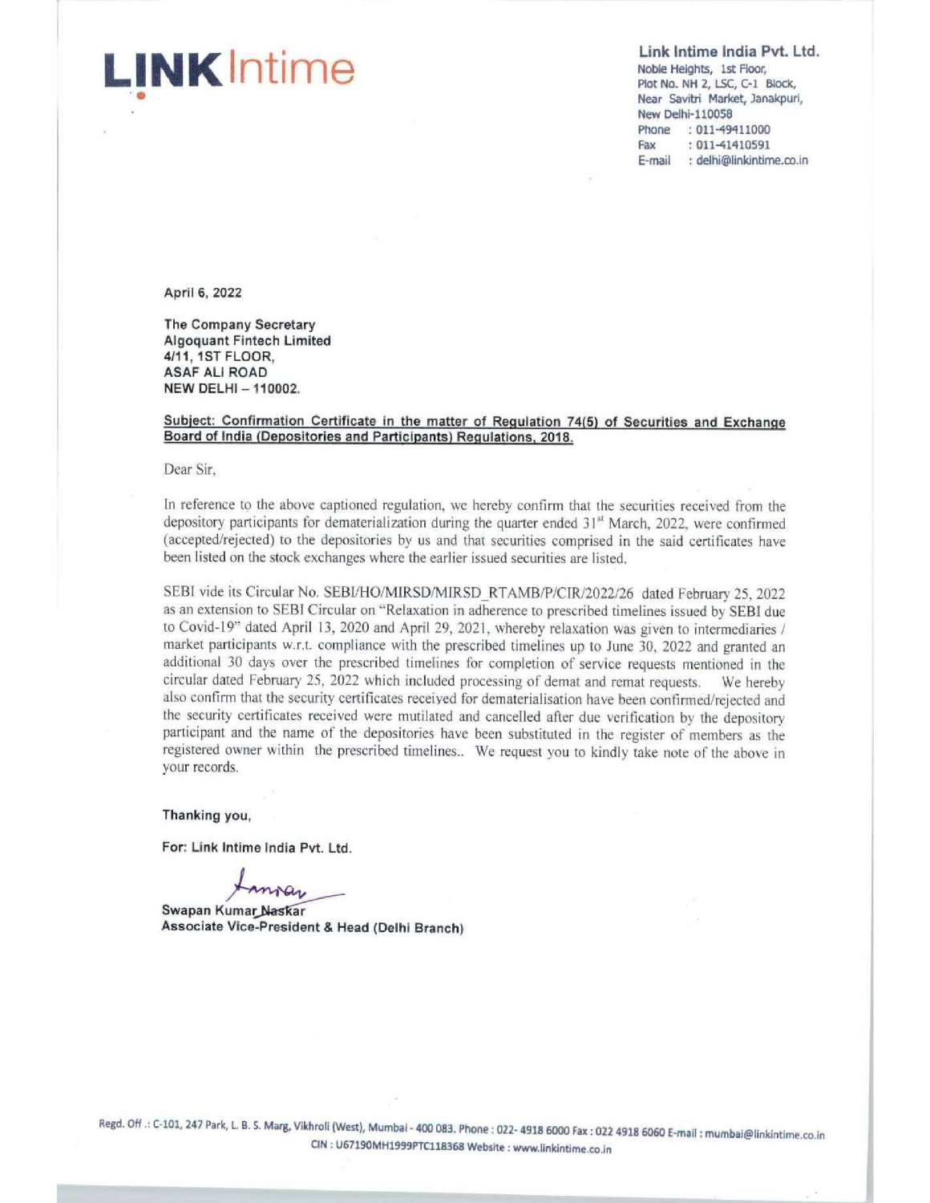# LINK Intime

**Link Intime India Pvt. Ltd.**
Noble Heights, 1st Floor,
Plot No. NH 2, LSC, C-1 Block,
Near Savitri Market, Janakpuri,
New Delhi-110058
Phone : 011-49411000
Fax : 011-41410591
E-mail : delhi@linkintime.co.in

April 6, 2022

**The Company Secretary**
**Algoquant Fintech Limited**
**4/11, 1ST FLOOR,**
**ASAF ALI ROAD**
**NEW DELHI – 110002.**

**Subject: Confirmation Certificate in the matter of Regulation 74(5) of Securities and Exchange Board of India (Depositories and Participants) Regulations, 2018.**

Dear Sir,

In reference to the above captioned regulation, we hereby confirm that the securities received from the depository participants for dematerialization during the quarter ended 31st March, 2022, were confirmed (accepted/rejected) to the depositories by us and that securities comprised in the said certificates have been listed on the stock exchanges where the earlier issued securities are listed.

SEBI vide its Circular No. SEBI/HO/MIRSD/MIRSD_RTAMB/P/CIR/2022/26 dated February 25, 2022 as an extension to SEBI Circular on "Relaxation in adherence to prescribed timelines issued by SEBI due to Covid-19" dated April 13, 2020 and April 29, 2021, whereby relaxation was given to intermediaries / market participants w.r.t. compliance with the prescribed timelines up to June 30, 2022 and granted an additional 30 days over the prescribed timelines for completion of service requests mentioned in the circular dated February 25, 2022 which included processing of demat and remat requests. We hereby also confirm that the security certificates received for dematerialisation have been confirmed/rejected and the security certificates received were mutilated and cancelled after due verification by the depository participant and the name of the depositories have been substituted in the register of members as the registered owner within the prescribed timelines.. We request you to kindly take note of the above in your records.

**Thanking you,**

**For: Link Intime India Pvt. Ltd.**

**Swapan Kumar Naskar**
**Associate Vice-President & Head (Delhi Branch)**

Regd. Off.: C-101, 247 Park, L. B. S. Marg, Vikhroli (West), Mumbai - 400 083. Phone : 022- 4918 6000 Fax : 022 4918 6060 E-mail : mumbai@linkintime.co.in
CIN : U67190MH1999PTC118368 Website : www.linkintime.co.in